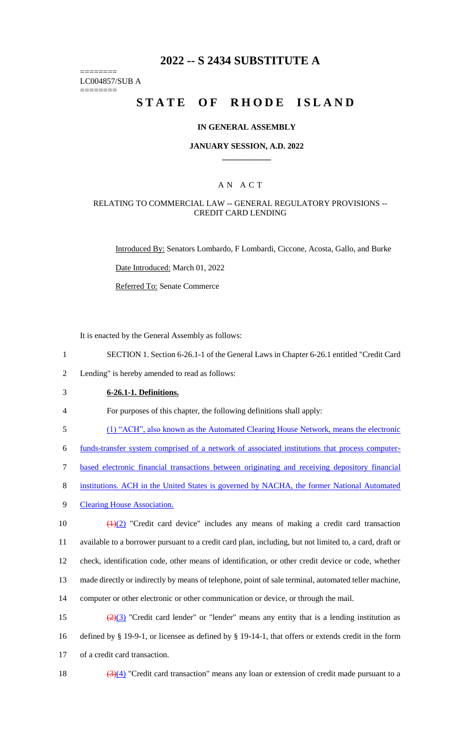# 2022 -- S 2434 SUBSTITUTE A

========
LC004857/SUB A
========

# STATE OF RHODE ISLAND

## IN GENERAL ASSEMBLY

### JANUARY SESSION, A.D. 2022

____________

A N A C T

RELATING TO COMMERCIAL LAW -- GENERAL REGULATORY PROVISIONS -- CREDIT CARD LENDING

Introduced By: Senators Lombardo, F Lombardi, Ciccone, Acosta, Gallo, and Burke

Date Introduced: March 01, 2022

Referred To: Senate Commerce

It is enacted by the General Assembly as follows:

1 SECTION 1. Section 6-26.1-1 of the General Laws in Chapter 6-26.1 entitled "Credit Card
2 Lending" is hereby amended to read as follows:

3 **6-26.1-1. Definitions.**

4 For purposes of this chapter, the following definitions shall apply:

5 (1) "ACH", also known as the Automated Clearing House Network, means the electronic
6 funds-transfer system comprised of a network of associated institutions that process computer-
7 based electronic financial transactions between originating and receiving depository financial
8 institutions. ACH in the United States is governed by NACHA, the former National Automated
9 Clearing House Association.

10 ~~(1)~~(2) "Credit card device" includes any means of making a credit card transaction
11 available to a borrower pursuant to a credit card plan, including, but not limited to, a card, draft or
12 check, identification code, other means of identification, or other credit device or code, whether
13 made directly or indirectly by means of telephone, point of sale terminal, automated teller machine,
14 computer or other electronic or other communication or device, or through the mail.

15 ~~(2)~~(3) "Credit card lender" or "lender" means any entity that is a lending institution as
16 defined by § 19-9-1, or licensee as defined by § 19-14-1, that offers or extends credit in the form
17 of a credit card transaction.

18 ~~(3)~~(4) "Credit card transaction" means any loan or extension of credit made pursuant to a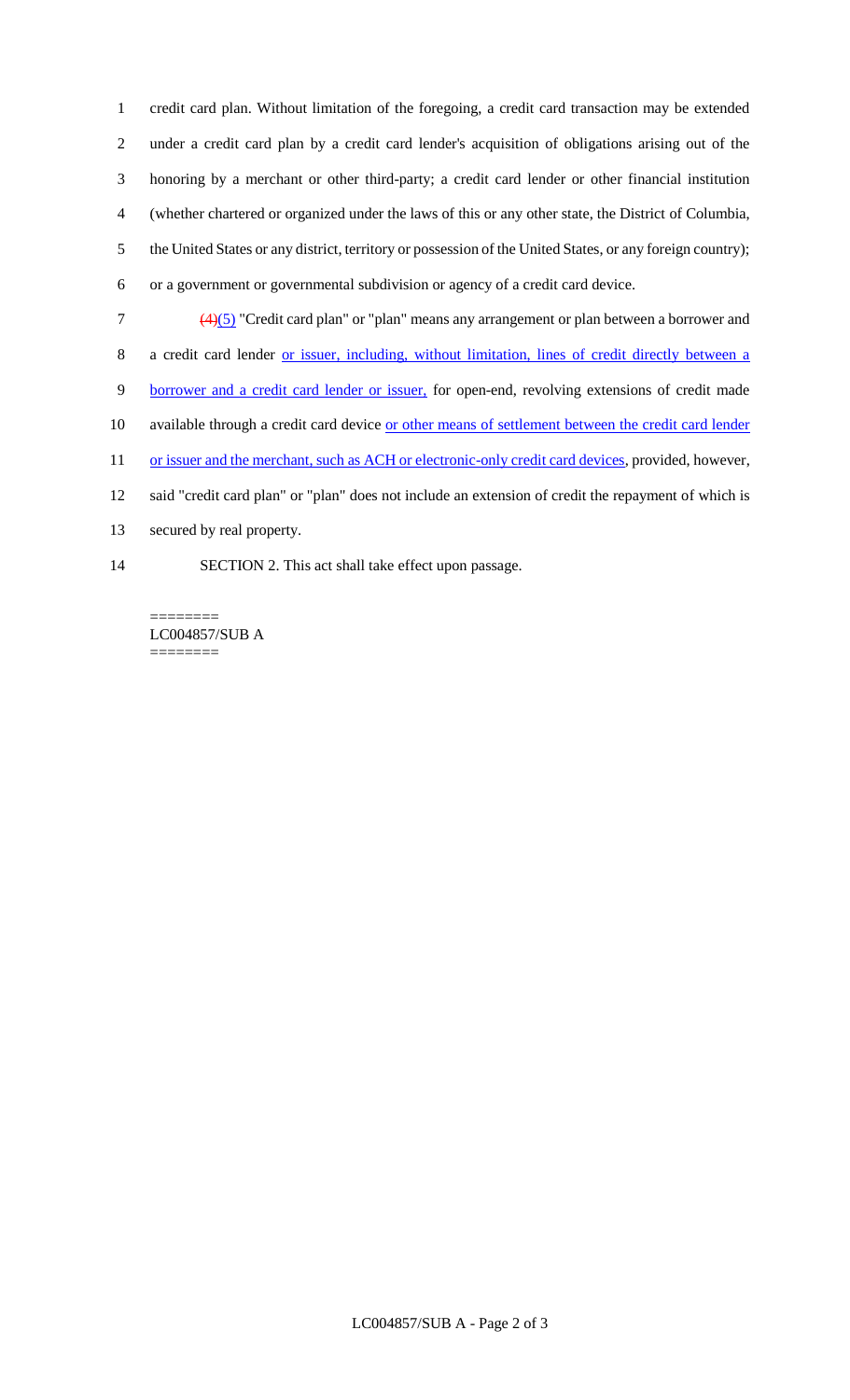credit card plan. Without limitation of the foregoing, a credit card transaction may be extended under a credit card plan by a credit card lender's acquisition of obligations arising out of the honoring by a merchant or other third-party; a credit card lender or other financial institution (whether chartered or organized under the laws of this or any other state, the District of Columbia, the United States or any district, territory or possession of the United States, or any foreign country); or a government or governmental subdivision or agency of a credit card device.

~~(4)~~(5) "Credit card plan" or "plan" means any arrangement or plan between a borrower and a credit card lender or issuer, including, without limitation, lines of credit directly between a borrower and a credit card lender or issuer, for open-end, revolving extensions of credit made available through a credit card device or other means of settlement between the credit card lender or issuer and the merchant, such as ACH or electronic-only credit card devices, provided, however, said "credit card plan" or "plan" does not include an extension of credit the repayment of which is secured by real property.

SECTION 2. This act shall take effect upon passage.

========
LC004857/SUB A
========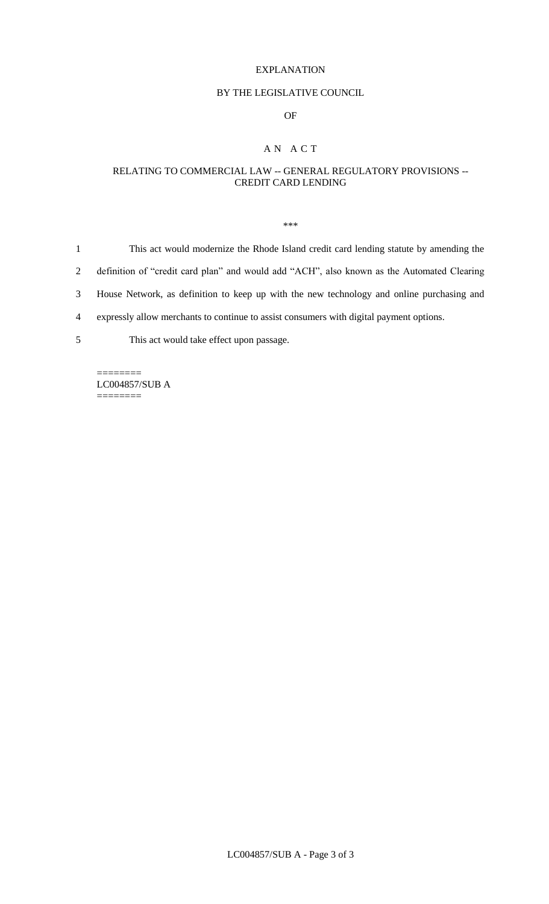EXPLANATION

BY THE LEGISLATIVE COUNCIL

OF

# A N  A C T

RELATING TO COMMERCIAL LAW -- GENERAL REGULATORY PROVISIONS -- CREDIT CARD LENDING

\*\*\*

1 This act would modernize the Rhode Island credit card lending statute by amending the
2 definition of "credit card plan" and would add "ACH", also known as the Automated Clearing
3 House Network, as definition to keep up with the new technology and online purchasing and
4 expressly allow merchants to continue to assist consumers with digital payment options.
5 This act would take effect upon passage.

========
LC004857/SUB A
========